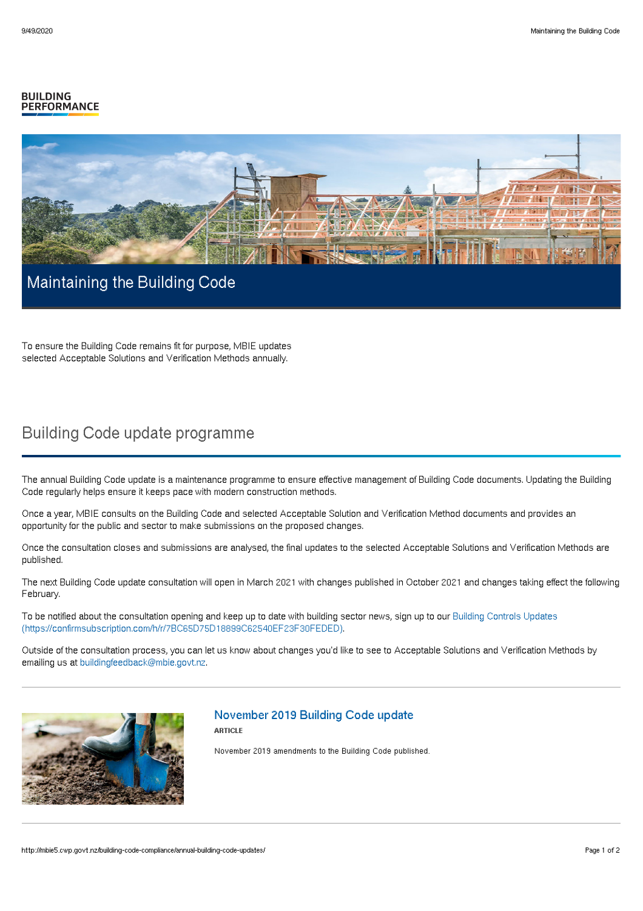BUILDING PERFORMANCE

# Maintaining the Building Code

To ensure the Building Code remains fit for purpose, MBIE updates selected Acceptable Solutions and Verification Methods annually.

## Building Code update programme

The annual Building Code update is a maintenance programme to ensure effective management of Building Code documents. Updating the Building Code regularly helps ensure it keeps pace with modern construction methods.

Once a year, MBIE consults on the Building Code and selected Acceptable Solution and Verification Method documents and provides an opportunity for the public and sector to make submissions on the proposed changes.

Once the consultation closes and submissions are analysed, the final updates to the selected Acceptable Solutions and Verification Methods are published.

The next Building Code update consultation will open in March 2021 with changes published in October 2021 and changes taking effect the following February.

To be notified about the consultation opening and keep up to date with building sector news, sign up to our Building Controls Updates (https://confirmsubscription.com/h/r/7BC65D75D18899C62540EF23F30FEDED).

Outside of the consultation process, you can let us know about changes you'd like to see to Acceptable Solutions and Verification Methods by emailing us at buildingfeedback@mbie.govt.nz.

---

### November 2019 Building Code update

**ARTICLE**

November 2019 amendments to the Building Code published.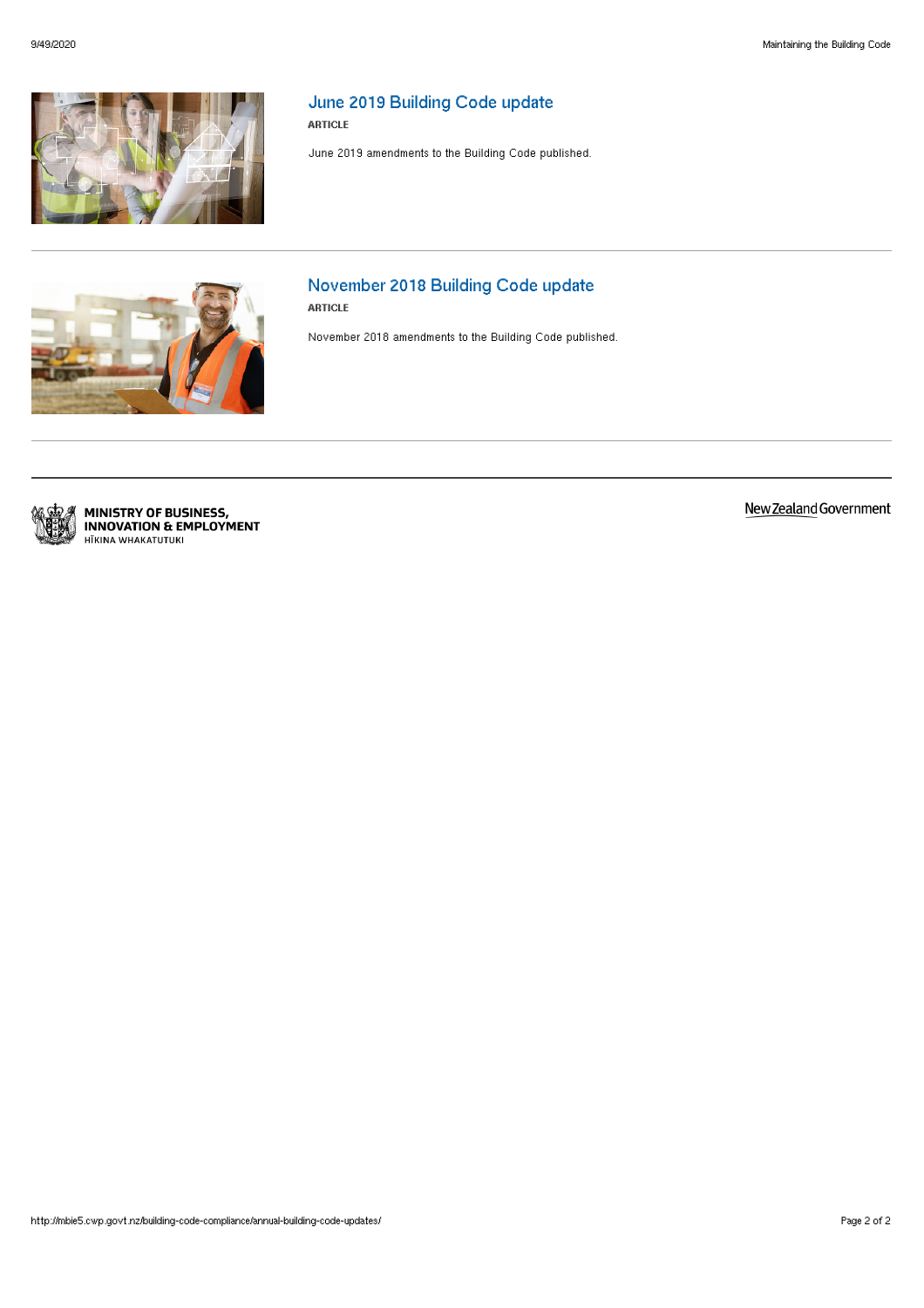## June 2019 Building Code update

**ARTICLE**

June 2019 amendments to the Building Code published.

## November 2018 Building Code update

**ARTICLE**

November 2018 amendments to the Building Code published.

MINISTRY OF BUSINESS, INNOVATION & EMPLOYMENT
HĪKINA WHAKATUTUKI

New Zealand Government